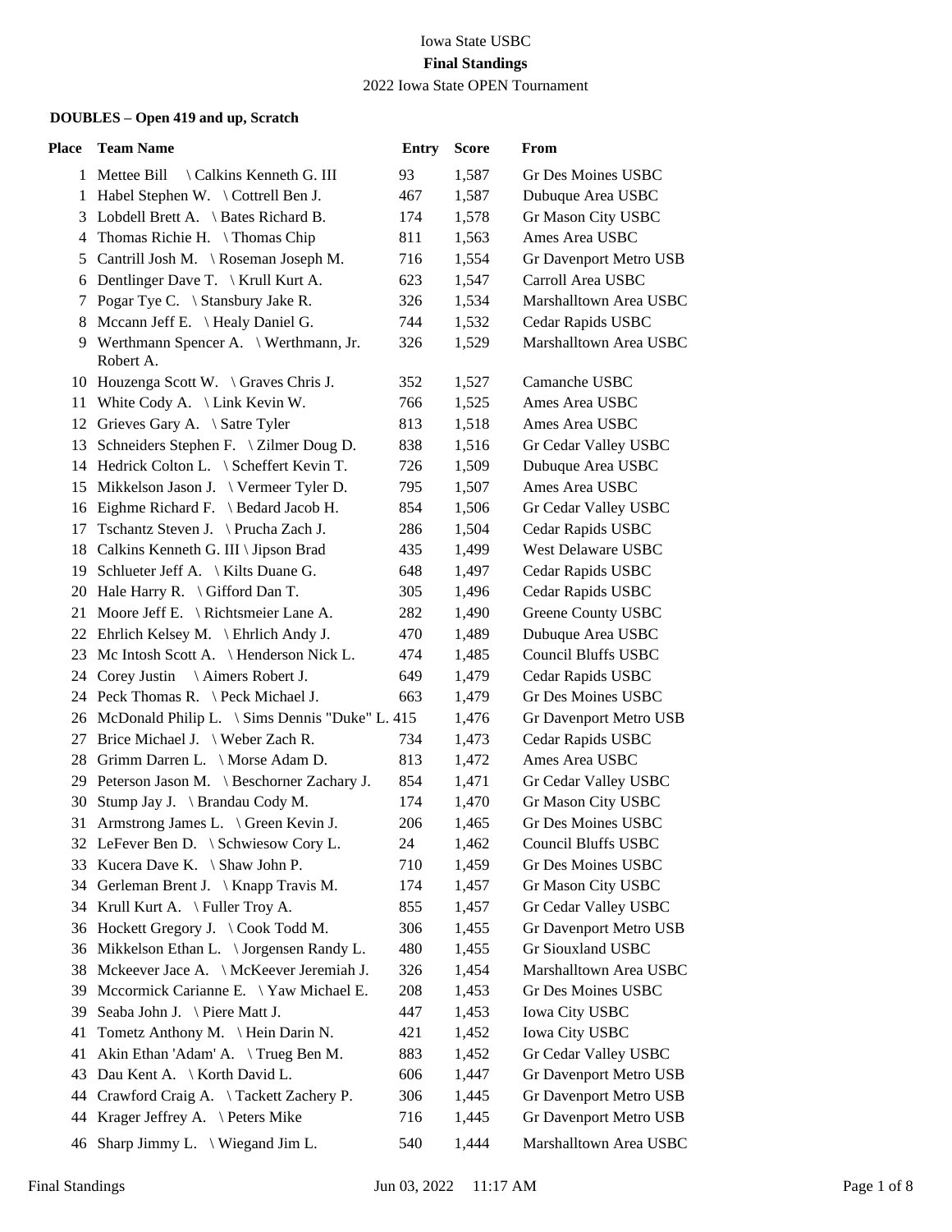Iowa State USBC

**Final Standings**

2022 Iowa State OPEN Tournament

**DOUBLES – Open 419 and up, Scratch**

| Place | Team Name | Entry | Score | From |
|---|---|---|---|---|
| 1 | Mettee Bill \ Calkins Kenneth G. III | 93 | 1,587 | Gr Des Moines USBC |
| 1 | Habel Stephen W. \ Cottrell Ben J. | 467 | 1,587 | Dubuque Area USBC |
| 3 | Lobdell Brett A. \ Bates Richard B. | 174 | 1,578 | Gr Mason City USBC |
| 4 | Thomas Richie H. \ Thomas Chip | 811 | 1,563 | Ames Area USBC |
| 5 | Cantrill Josh M. \ Roseman Joseph M. | 716 | 1,554 | Gr Davenport Metro USB |
| 6 | Dentlinger Dave T. \ Krull Kurt A. | 623 | 1,547 | Carroll Area USBC |
| 7 | Pogar Tye C. \ Stansbury Jake R. | 326 | 1,534 | Marshalltown Area USBC |
| 8 | Mccann Jeff E. \ Healy Daniel G. | 744 | 1,532 | Cedar Rapids USBC |
| 9 | Werthmann Spencer A. \ Werthmann, Jr. Robert A. | 326 | 1,529 | Marshalltown Area USBC |
| 10 | Houzenga Scott W. \ Graves Chris J. | 352 | 1,527 | Camanche USBC |
| 11 | White Cody A. \ Link Kevin W. | 766 | 1,525 | Ames Area USBC |
| 12 | Grieves Gary A. \ Satre Tyler | 813 | 1,518 | Ames Area USBC |
| 13 | Schneiders Stephen F. \ Zilmer Doug D. | 838 | 1,516 | Gr Cedar Valley USBC |
| 14 | Hedrick Colton L. \ Scheffert Kevin T. | 726 | 1,509 | Dubuque Area USBC |
| 15 | Mikkelson Jason J. \ Vermeer Tyler D. | 795 | 1,507 | Ames Area USBC |
| 16 | Eighme Richard F. \ Bedard Jacob H. | 854 | 1,506 | Gr Cedar Valley USBC |
| 17 | Tschantz Steven J. \ Prucha Zach J. | 286 | 1,504 | Cedar Rapids USBC |
| 18 | Calkins Kenneth G. III \ Jipson Brad | 435 | 1,499 | West Delaware USBC |
| 19 | Schlueter Jeff A. \ Kilts Duane G. | 648 | 1,497 | Cedar Rapids USBC |
| 20 | Hale Harry R. \ Gifford Dan T. | 305 | 1,496 | Cedar Rapids USBC |
| 21 | Moore Jeff E. \ Richtsmeier Lane A. | 282 | 1,490 | Greene County USBC |
| 22 | Ehrlich Kelsey M. \ Ehrlich Andy J. | 470 | 1,489 | Dubuque Area USBC |
| 23 | Mc Intosh Scott A. \ Henderson Nick L. | 474 | 1,485 | Council Bluffs USBC |
| 24 | Corey Justin \ Aimers Robert J. | 649 | 1,479 | Cedar Rapids USBC |
| 24 | Peck Thomas R. \ Peck Michael J. | 663 | 1,479 | Gr Des Moines USBC |
| 26 | McDonald Philip L. \ Sims Dennis "Duke" L. | 415 | 1,476 | Gr Davenport Metro USB |
| 27 | Brice Michael J. \ Weber Zach R. | 734 | 1,473 | Cedar Rapids USBC |
| 28 | Grimm Darren L. \ Morse Adam D. | 813 | 1,472 | Ames Area USBC |
| 29 | Peterson Jason M. \ Beschorner Zachary J. | 854 | 1,471 | Gr Cedar Valley USBC |
| 30 | Stump Jay J. \ Brandau Cody M. | 174 | 1,470 | Gr Mason City USBC |
| 31 | Armstrong James L. \ Green Kevin J. | 206 | 1,465 | Gr Des Moines USBC |
| 32 | LeFever Ben D. \ Schwiesow Cory L. | 24 | 1,462 | Council Bluffs USBC |
| 33 | Kucera Dave K. \ Shaw John P. | 710 | 1,459 | Gr Des Moines USBC |
| 34 | Gerleman Brent J. \ Knapp Travis M. | 174 | 1,457 | Gr Mason City USBC |
| 34 | Krull Kurt A. \ Fuller Troy A. | 855 | 1,457 | Gr Cedar Valley USBC |
| 36 | Hockett Gregory J. \ Cook Todd M. | 306 | 1,455 | Gr Davenport Metro USB |
| 36 | Mikkelson Ethan L. \ Jorgensen Randy L. | 480 | 1,455 | Gr Siouxland USBC |
| 38 | Mckeever Jace A. \ McKeever Jeremiah J. | 326 | 1,454 | Marshalltown Area USBC |
| 39 | Mccormick Carianne E. \ Yaw Michael E. | 208 | 1,453 | Gr Des Moines USBC |
| 39 | Seaba John J. \ Piere Matt J. | 447 | 1,453 | Iowa City USBC |
| 41 | Tometz Anthony M. \ Hein Darin N. | 421 | 1,452 | Iowa City USBC |
| 41 | Akin Ethan 'Adam' A. \ Trueg Ben M. | 883 | 1,452 | Gr Cedar Valley USBC |
| 43 | Dau Kent A. \ Korth David L. | 606 | 1,447 | Gr Davenport Metro USB |
| 44 | Crawford Craig A. \ Tackett Zachery P. | 306 | 1,445 | Gr Davenport Metro USB |
| 44 | Krager Jeffrey A. \ Peters Mike | 716 | 1,445 | Gr Davenport Metro USB |
| 46 | Sharp Jimmy L. \ Wiegand Jim L. | 540 | 1,444 | Marshalltown Area USBC |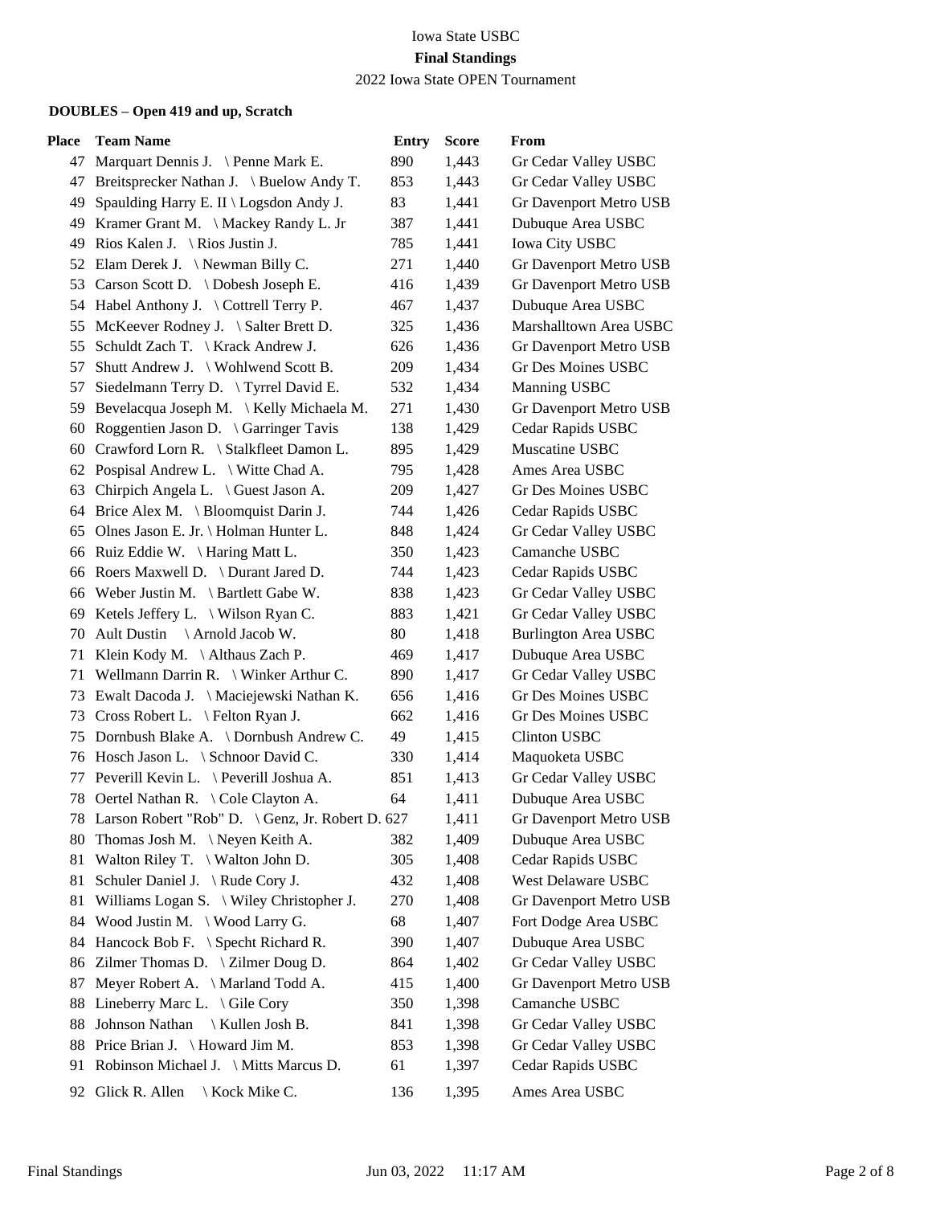Iowa State USBC

**Final Standings**

2022 Iowa State OPEN Tournament

**DOUBLES – Open 419 and up, Scratch**

| Place | Team Name | Entry | Score | From |
|---|---|---|---|---|
| 47 | Marquart Dennis J. \ Penne Mark E. | 890 | 1,443 | Gr Cedar Valley USBC |
| 47 | Breitsprecker Nathan J. \ Buelow Andy T. | 853 | 1,443 | Gr Cedar Valley USBC |
| 49 | Spaulding Harry E. II \ Logsdon Andy J. | 83 | 1,441 | Gr Davenport Metro USB |
| 49 | Kramer Grant M. \ Mackey Randy L. Jr | 387 | 1,441 | Dubuque Area USBC |
| 49 | Rios Kalen J. \ Rios Justin J. | 785 | 1,441 | Iowa City USBC |
| 52 | Elam Derek J. \ Newman Billy C. | 271 | 1,440 | Gr Davenport Metro USB |
| 53 | Carson Scott D. \ Dobesh Joseph E. | 416 | 1,439 | Gr Davenport Metro USB |
| 54 | Habel Anthony J. \ Cottrell Terry P. | 467 | 1,437 | Dubuque Area USBC |
| 55 | McKeever Rodney J. \ Salter Brett D. | 325 | 1,436 | Marshalltown Area USBC |
| 55 | Schuldt Zach T. \ Krack Andrew J. | 626 | 1,436 | Gr Davenport Metro USB |
| 57 | Shutt Andrew J. \ Wohlwend Scott B. | 209 | 1,434 | Gr Des Moines USBC |
| 57 | Siedelmann Terry D. \ Tyrrel David E. | 532 | 1,434 | Manning USBC |
| 59 | Bevelacqua Joseph M. \ Kelly Michaela M. | 271 | 1,430 | Gr Davenport Metro USB |
| 60 | Roggentien Jason D. \ Garringer Tavis | 138 | 1,429 | Cedar Rapids USBC |
| 60 | Crawford Lorn R. \ Stalkfleet Damon L. | 895 | 1,429 | Muscatine USBC |
| 62 | Pospisal Andrew L. \ Witte Chad A. | 795 | 1,428 | Ames Area USBC |
| 63 | Chirpich Angela L. \ Guest Jason A. | 209 | 1,427 | Gr Des Moines USBC |
| 64 | Brice Alex M. \ Bloomquist Darin J. | 744 | 1,426 | Cedar Rapids USBC |
| 65 | Olnes Jason E. Jr. \ Holman Hunter L. | 848 | 1,424 | Gr Cedar Valley USBC |
| 66 | Ruiz Eddie W. \ Haring Matt L. | 350 | 1,423 | Camanche USBC |
| 66 | Roers Maxwell D. \ Durant Jared D. | 744 | 1,423 | Cedar Rapids USBC |
| 66 | Weber Justin M. \ Bartlett Gabe W. | 838 | 1,423 | Gr Cedar Valley USBC |
| 69 | Ketels Jeffery L. \ Wilson Ryan C. | 883 | 1,421 | Gr Cedar Valley USBC |
| 70 | Ault Dustin \ Arnold Jacob W. | 80 | 1,418 | Burlington Area USBC |
| 71 | Klein Kody M. \ Althaus Zach P. | 469 | 1,417 | Dubuque Area USBC |
| 71 | Wellmann Darrin R. \ Winker Arthur C. | 890 | 1,417 | Gr Cedar Valley USBC |
| 73 | Ewalt Dacoda J. \ Maciejewski Nathan K. | 656 | 1,416 | Gr Des Moines USBC |
| 73 | Cross Robert L. \ Felton Ryan J. | 662 | 1,416 | Gr Des Moines USBC |
| 75 | Dornbush Blake A. \ Dornbush Andrew C. | 49 | 1,415 | Clinton USBC |
| 76 | Hosch Jason L. \ Schnoor David C. | 330 | 1,414 | Maquoketa USBC |
| 77 | Peverill Kevin L. \ Peverill Joshua A. | 851 | 1,413 | Gr Cedar Valley USBC |
| 78 | Oertel Nathan R. \ Cole Clayton A. | 64 | 1,411 | Dubuque Area USBC |
| 78 | Larson Robert "Rob" D. \ Genz, Jr. Robert D. | 627 | 1,411 | Gr Davenport Metro USB |
| 80 | Thomas Josh M. \ Neyen Keith A. | 382 | 1,409 | Dubuque Area USBC |
| 81 | Walton Riley T. \ Walton John D. | 305 | 1,408 | Cedar Rapids USBC |
| 81 | Schuler Daniel J. \ Rude Cory J. | 432 | 1,408 | West Delaware USBC |
| 81 | Williams Logan S. \ Wiley Christopher J. | 270 | 1,408 | Gr Davenport Metro USB |
| 84 | Wood Justin M. \ Wood Larry G. | 68 | 1,407 | Fort Dodge Area USBC |
| 84 | Hancock Bob F. \ Specht Richard R. | 390 | 1,407 | Dubuque Area USBC |
| 86 | Zilmer Thomas D. \ Zilmer Doug D. | 864 | 1,402 | Gr Cedar Valley USBC |
| 87 | Meyer Robert A. \ Marland Todd A. | 415 | 1,400 | Gr Davenport Metro USB |
| 88 | Lineberry Marc L. \ Gile Cory | 350 | 1,398 | Camanche USBC |
| 88 | Johnson Nathan \ Kullen Josh B. | 841 | 1,398 | Gr Cedar Valley USBC |
| 88 | Price Brian J. \ Howard Jim M. | 853 | 1,398 | Gr Cedar Valley USBC |
| 91 | Robinson Michael J. \ Mitts Marcus D. | 61 | 1,397 | Cedar Rapids USBC |
| 92 | Glick R. Allen \ Kock Mike C. | 136 | 1,395 | Ames Area USBC |

Final Standings Jun 03, 2022 11:17 AM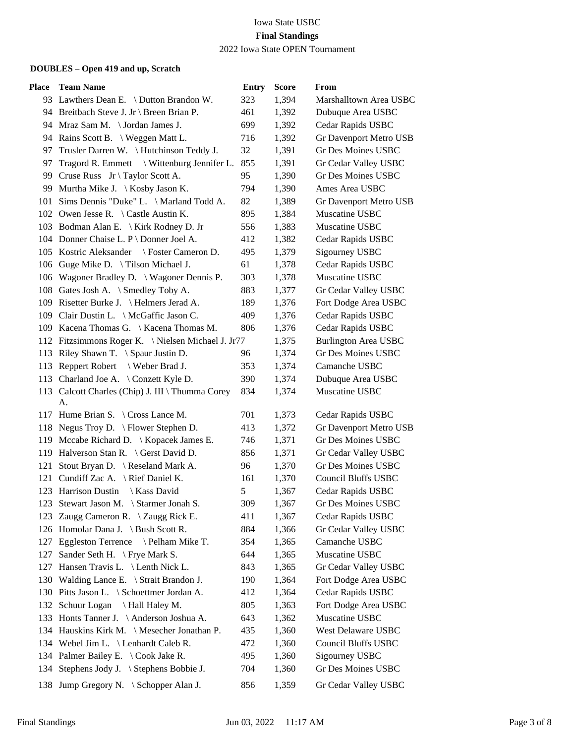Iowa State USBC

**Final Standings**

2022 Iowa State OPEN Tournament

### DOUBLES – Open 419 and up, Scratch

| Place | Team Name | Entry | Score | From |
|---|---|---|---|---|
| 93 | Lawthers Dean E. \ Dutton Brandon W. | 323 | 1,394 | Marshalltown Area USBC |
| 94 | Breitbach Steve J. Jr \ Breen Brian P. | 461 | 1,392 | Dubuque Area USBC |
| 94 | Mraz Sam M. \ Jordan James J. | 699 | 1,392 | Cedar Rapids USBC |
| 94 | Rains Scott B. \ Weggen Matt L. | 716 | 1,392 | Gr Davenport Metro USB |
| 97 | Trusler Darren W. \ Hutchinson Teddy J. | 32 | 1,391 | Gr Des Moines USBC |
| 97 | Tragord R. Emmett \ Wittenburg Jennifer L. | 855 | 1,391 | Gr Cedar Valley USBC |
| 99 | Cruse Russ Jr \ Taylor Scott A. | 95 | 1,390 | Gr Des Moines USBC |
| 99 | Murtha Mike J. \ Kosby Jason K. | 794 | 1,390 | Ames Area USBC |
| 101 | Sims Dennis "Duke" L. \ Marland Todd A. | 82 | 1,389 | Gr Davenport Metro USB |
| 102 | Owen Jesse R. \ Castle Austin K. | 895 | 1,384 | Muscatine USBC |
| 103 | Bodman Alan E. \ Kirk Rodney D. Jr | 556 | 1,383 | Muscatine USBC |
| 104 | Donner Chaise L. P \ Donner Joel A. | 412 | 1,382 | Cedar Rapids USBC |
| 105 | Kostric Aleksander \ Foster Cameron D. | 495 | 1,379 | Sigourney USBC |
| 106 | Guge Mike D. \ Tilson Michael J. | 61 | 1,378 | Cedar Rapids USBC |
| 106 | Wagoner Bradley D. \ Wagoner Dennis P. | 303 | 1,378 | Muscatine USBC |
| 108 | Gates Josh A. \ Smedley Toby A. | 883 | 1,377 | Gr Cedar Valley USBC |
| 109 | Risetter Burke J. \ Helmers Jerad A. | 189 | 1,376 | Fort Dodge Area USBC |
| 109 | Clair Dustin L. \ McGaffic Jason C. | 409 | 1,376 | Cedar Rapids USBC |
| 109 | Kacena Thomas G. \ Kacena Thomas M. | 806 | 1,376 | Cedar Rapids USBC |
| 112 | Fitzsimmons Roger K. \ Nielsen Michael J. Jr | 77 | 1,375 | Burlington Area USBC |
| 113 | Riley Shawn T. \ Spaur Justin D. | 96 | 1,374 | Gr Des Moines USBC |
| 113 | Reppert Robert \ Weber Brad J. | 353 | 1,374 | Camanche USBC |
| 113 | Charland Joe A. \ Conzett Kyle D. | 390 | 1,374 | Dubuque Area USBC |
| 113 | Calcott Charles (Chip) J. III \ Thumma Corey A. | 834 | 1,374 | Muscatine USBC |
| 117 | Hume Brian S. \ Cross Lance M. | 701 | 1,373 | Cedar Rapids USBC |
| 118 | Negus Troy D. \ Flower Stephen D. | 413 | 1,372 | Gr Davenport Metro USB |
| 119 | Mccabe Richard D. \ Kopacek James E. | 746 | 1,371 | Gr Des Moines USBC |
| 119 | Halverson Stan R. \ Gerst David D. | 856 | 1,371 | Gr Cedar Valley USBC |
| 121 | Stout Bryan D. \ Reseland Mark A. | 96 | 1,370 | Gr Des Moines USBC |
| 121 | Cundiff Zac A. \ Rief Daniel K. | 161 | 1,370 | Council Bluffs USBC |
| 123 | Harrison Dustin \ Kass David | 5 | 1,367 | Cedar Rapids USBC |
| 123 | Stewart Jason M. \ Starmer Jonah S. | 309 | 1,367 | Gr Des Moines USBC |
| 123 | Zaugg Cameron R. \ Zaugg Rick E. | 411 | 1,367 | Cedar Rapids USBC |
| 126 | Homolar Dana J. \ Bush Scott R. | 884 | 1,366 | Gr Cedar Valley USBC |
| 127 | Eggleston Terrence \ Pelham Mike T. | 354 | 1,365 | Camanche USBC |
| 127 | Sander Seth H. \ Frye Mark S. | 644 | 1,365 | Muscatine USBC |
| 127 | Hansen Travis L. \ Lenth Nick L. | 843 | 1,365 | Gr Cedar Valley USBC |
| 130 | Walding Lance E. \ Strait Brandon J. | 190 | 1,364 | Fort Dodge Area USBC |
| 130 | Pitts Jason L. \ Schoettmer Jordan A. | 412 | 1,364 | Cedar Rapids USBC |
| 132 | Schuur Logan \ Hall Haley M. | 805 | 1,363 | Fort Dodge Area USBC |
| 133 | Honts Tanner J. \ Anderson Joshua A. | 643 | 1,362 | Muscatine USBC |
| 134 | Hauskins Kirk M. \ Mesecher Jonathan P. | 435 | 1,360 | West Delaware USBC |
| 134 | Webel Jim L. \ Lenhardt Caleb R. | 472 | 1,360 | Council Bluffs USBC |
| 134 | Palmer Bailey E. \ Cook Jake R. | 495 | 1,360 | Sigourney USBC |
| 134 | Stephens Jody J. \ Stephens Bobbie J. | 704 | 1,360 | Gr Des Moines USBC |
| 138 | Jump Gregory N. \ Schopper Alan J. | 856 | 1,359 | Gr Cedar Valley USBC |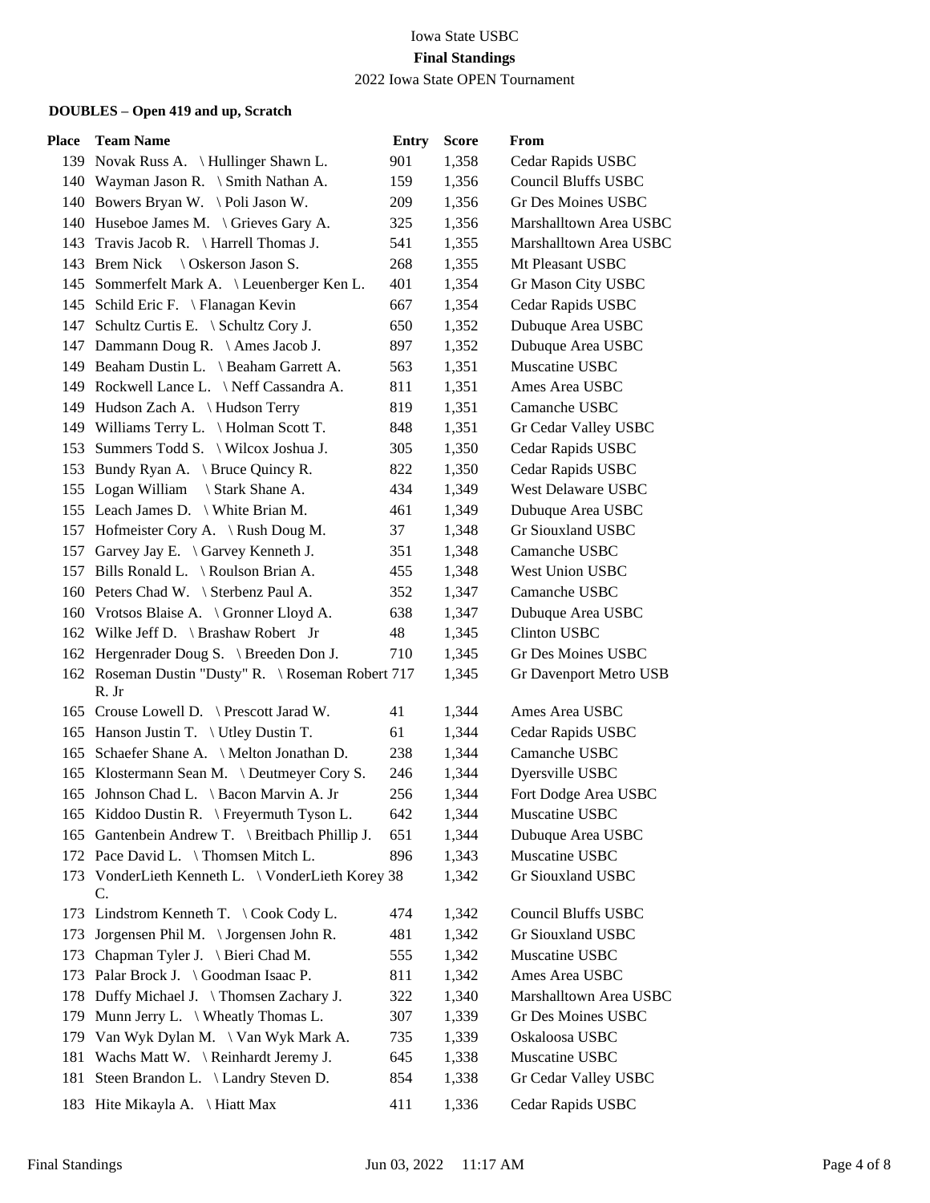Iowa State USBC

**Final Standings**

2022 Iowa State OPEN Tournament

### DOUBLES – Open 419 and up, Scratch

| Place | Team Name | Entry | Score | From |
|---|---|---|---|---|
| 139 | Novak Russ A. \ Hullinger Shawn L. | 901 | 1,358 | Cedar Rapids USBC |
| 140 | Wayman Jason R. \ Smith Nathan A. | 159 | 1,356 | Council Bluffs USBC |
| 140 | Bowers Bryan W. \ Poli Jason W. | 209 | 1,356 | Gr Des Moines USBC |
| 140 | Huseboe James M. \ Grieves Gary A. | 325 | 1,356 | Marshalltown Area USBC |
| 143 | Travis Jacob R. \ Harrell Thomas J. | 541 | 1,355 | Marshalltown Area USBC |
| 143 | Brem Nick \ Oskerson Jason S. | 268 | 1,355 | Mt Pleasant USBC |
| 145 | Sommerfelt Mark A. \ Leuenberger Ken L. | 401 | 1,354 | Gr Mason City USBC |
| 145 | Schild Eric F. \ Flanagan Kevin | 667 | 1,354 | Cedar Rapids USBC |
| 147 | Schultz Curtis E. \ Schultz Cory J. | 650 | 1,352 | Dubuque Area USBC |
| 147 | Dammann Doug R. \ Ames Jacob J. | 897 | 1,352 | Dubuque Area USBC |
| 149 | Beaham Dustin L. \ Beaham Garrett A. | 563 | 1,351 | Muscatine USBC |
| 149 | Rockwell Lance L. \ Neff Cassandra A. | 811 | 1,351 | Ames Area USBC |
| 149 | Hudson Zach A. \ Hudson Terry | 819 | 1,351 | Camanche USBC |
| 149 | Williams Terry L. \ Holman Scott T. | 848 | 1,351 | Gr Cedar Valley USBC |
| 153 | Summers Todd S. \ Wilcox Joshua J. | 305 | 1,350 | Cedar Rapids USBC |
| 153 | Bundy Ryan A. \ Bruce Quincy R. | 822 | 1,350 | Cedar Rapids USBC |
| 155 | Logan William \ Stark Shane A. | 434 | 1,349 | West Delaware USBC |
| 155 | Leach James D. \ White Brian M. | 461 | 1,349 | Dubuque Area USBC |
| 157 | Hofmeister Cory A. \ Rush Doug M. | 37 | 1,348 | Gr Siouxland USBC |
| 157 | Garvey Jay E. \ Garvey Kenneth J. | 351 | 1,348 | Camanche USBC |
| 157 | Bills Ronald L. \ Roulson Brian A. | 455 | 1,348 | West Union USBC |
| 160 | Peters Chad W. \ Sterbenz Paul A. | 352 | 1,347 | Camanche USBC |
| 160 | Vrotsos Blaise A. \ Gronner Lloyd A. | 638 | 1,347 | Dubuque Area USBC |
| 162 | Wilke Jeff D. \ Brashaw Robert Jr | 48 | 1,345 | Clinton USBC |
| 162 | Hergenrader Doug S. \ Breeden Don J. | 710 | 1,345 | Gr Des Moines USBC |
| 162 | Roseman Dustin "Dusty" R. \ Roseman Robert R. Jr | 717 | 1,345 | Gr Davenport Metro USB |
| 165 | Crouse Lowell D. \ Prescott Jarad W. | 41 | 1,344 | Ames Area USBC |
| 165 | Hanson Justin T. \ Utley Dustin T. | 61 | 1,344 | Cedar Rapids USBC |
| 165 | Schaefer Shane A. \ Melton Jonathan D. | 238 | 1,344 | Camanche USBC |
| 165 | Klostermann Sean M. \ Deutmeyer Cory S. | 246 | 1,344 | Dyersville USBC |
| 165 | Johnson Chad L. \ Bacon Marvin A. Jr | 256 | 1,344 | Fort Dodge Area USBC |
| 165 | Kiddoo Dustin R. \ Freyermuth Tyson L. | 642 | 1,344 | Muscatine USBC |
| 165 | Gantenbein Andrew T. \ Breitbach Phillip J. | 651 | 1,344 | Dubuque Area USBC |
| 172 | Pace David L. \ Thomsen Mitch L. | 896 | 1,343 | Muscatine USBC |
| 173 | VonderLieth Kenneth L. \ VonderLieth Korey C. | 38 | 1,342 | Gr Siouxland USBC |
| 173 | Lindstrom Kenneth T. \ Cook Cody L. | 474 | 1,342 | Council Bluffs USBC |
| 173 | Jorgensen Phil M. \ Jorgensen John R. | 481 | 1,342 | Gr Siouxland USBC |
| 173 | Chapman Tyler J. \ Bieri Chad M. | 555 | 1,342 | Muscatine USBC |
| 173 | Palar Brock J. \ Goodman Isaac P. | 811 | 1,342 | Ames Area USBC |
| 178 | Duffy Michael J. \ Thomsen Zachary J. | 322 | 1,340 | Marshalltown Area USBC |
| 179 | Munn Jerry L. \ Wheatly Thomas L. | 307 | 1,339 | Gr Des Moines USBC |
| 179 | Van Wyk Dylan M. \ Van Wyk Mark A. | 735 | 1,339 | Oskaloosa USBC |
| 181 | Wachs Matt W. \ Reinhardt Jeremy J. | 645 | 1,338 | Muscatine USBC |
| 181 | Steen Brandon L. \ Landry Steven D. | 854 | 1,338 | Gr Cedar Valley USBC |
| 183 | Hite Mikayla A. \ Hiatt Max | 411 | 1,336 | Cedar Rapids USBC |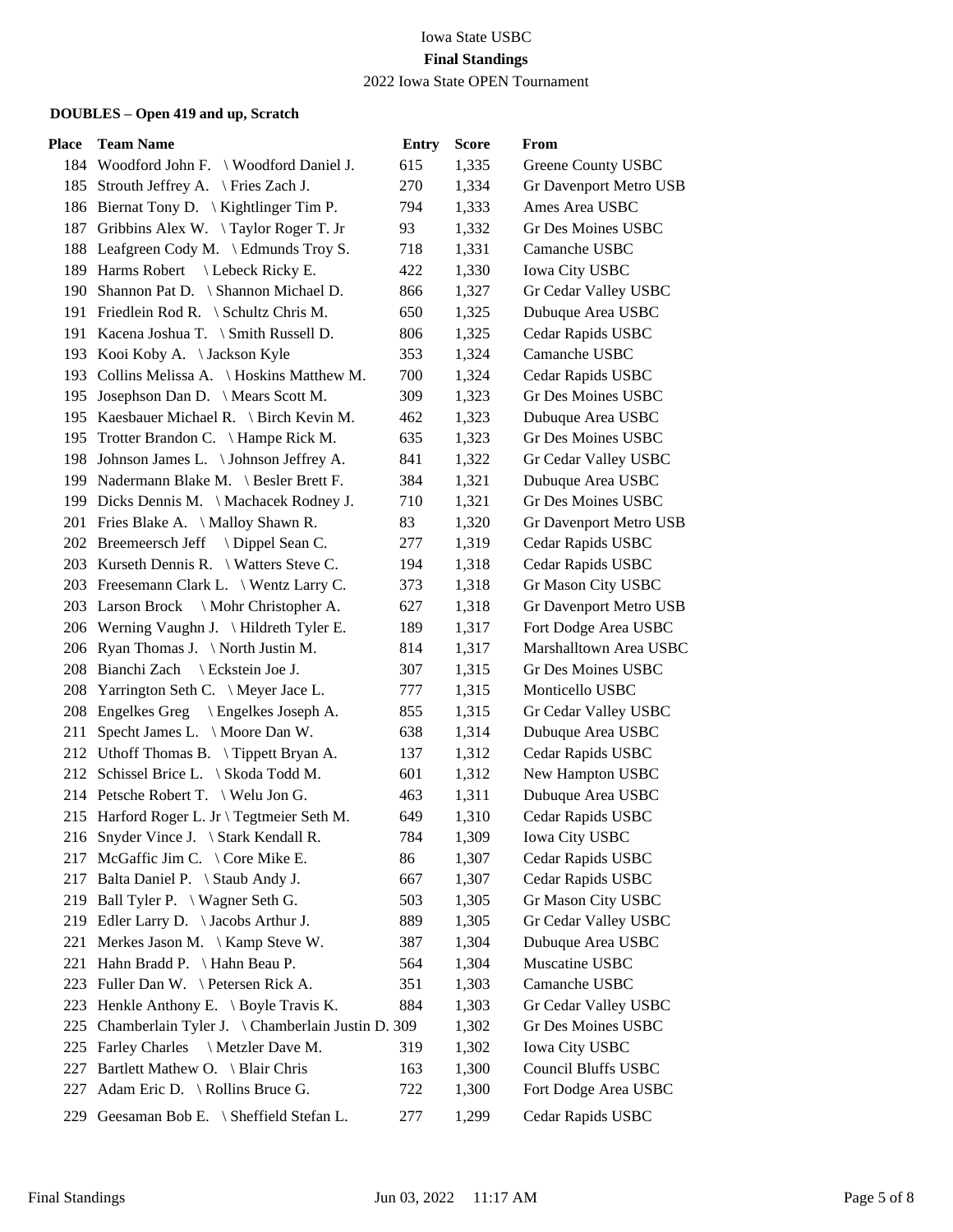Iowa State USBC

**Final Standings**

2022 Iowa State OPEN Tournament

**DOUBLES – Open 419 and up, Scratch**

| Place | Team Name | Entry | Score | From |
|---|---|---|---|---|
| 184 | Woodford John F. \ Woodford Daniel J. | 615 | 1,335 | Greene County USBC |
| 185 | Strouth Jeffrey A. \ Fries Zach J. | 270 | 1,334 | Gr Davenport Metro USB |
| 186 | Biernat Tony D. \ Kightlinger Tim P. | 794 | 1,333 | Ames Area USBC |
| 187 | Gribbins Alex W. \ Taylor Roger T. Jr | 93 | 1,332 | Gr Des Moines USBC |
| 188 | Leafgreen Cody M. \ Edmunds Troy S. | 718 | 1,331 | Camanche USBC |
| 189 | Harms Robert \ Lebeck Ricky E. | 422 | 1,330 | Iowa City USBC |
| 190 | Shannon Pat D. \ Shannon Michael D. | 866 | 1,327 | Gr Cedar Valley USBC |
| 191 | Friedlein Rod R. \ Schultz Chris M. | 650 | 1,325 | Dubuque Area USBC |
| 191 | Kacena Joshua T. \ Smith Russell D. | 806 | 1,325 | Cedar Rapids USBC |
| 193 | Kooi Koby A. \ Jackson Kyle | 353 | 1,324 | Camanche USBC |
| 193 | Collins Melissa A. \ Hoskins Matthew M. | 700 | 1,324 | Cedar Rapids USBC |
| 195 | Josephson Dan D. \ Mears Scott M. | 309 | 1,323 | Gr Des Moines USBC |
| 195 | Kaesbauer Michael R. \ Birch Kevin M. | 462 | 1,323 | Dubuque Area USBC |
| 195 | Trotter Brandon C. \ Hampe Rick M. | 635 | 1,323 | Gr Des Moines USBC |
| 198 | Johnson James L. \ Johnson Jeffrey A. | 841 | 1,322 | Gr Cedar Valley USBC |
| 199 | Nadermann Blake M. \ Besler Brett F. | 384 | 1,321 | Dubuque Area USBC |
| 199 | Dicks Dennis M. \ Machacek Rodney J. | 710 | 1,321 | Gr Des Moines USBC |
| 201 | Fries Blake A. \ Malloy Shawn R. | 83 | 1,320 | Gr Davenport Metro USB |
| 202 | Breemeersch Jeff \ Dippel Sean C. | 277 | 1,319 | Cedar Rapids USBC |
| 203 | Kurseth Dennis R. \ Watters Steve C. | 194 | 1,318 | Cedar Rapids USBC |
| 203 | Freesemann Clark L. \ Wentz Larry C. | 373 | 1,318 | Gr Mason City USBC |
| 203 | Larson Brock \ Mohr Christopher A. | 627 | 1,318 | Gr Davenport Metro USB |
| 206 | Werning Vaughn J. \ Hildreth Tyler E. | 189 | 1,317 | Fort Dodge Area USBC |
| 206 | Ryan Thomas J. \ North Justin M. | 814 | 1,317 | Marshalltown Area USBC |
| 208 | Bianchi Zach \ Eckstein Joe J. | 307 | 1,315 | Gr Des Moines USBC |
| 208 | Yarrington Seth C. \ Meyer Jace L. | 777 | 1,315 | Monticello USBC |
| 208 | Engelkes Greg \ Engelkes Joseph A. | 855 | 1,315 | Gr Cedar Valley USBC |
| 211 | Specht James L. \ Moore Dan W. | 638 | 1,314 | Dubuque Area USBC |
| 212 | Uthoff Thomas B. \ Tippett Bryan A. | 137 | 1,312 | Cedar Rapids USBC |
| 212 | Schissel Brice L. \ Skoda Todd M. | 601 | 1,312 | New Hampton USBC |
| 214 | Petsche Robert T. \ Welu Jon G. | 463 | 1,311 | Dubuque Area USBC |
| 215 | Harford Roger L. Jr \ Tegtmeier Seth M. | 649 | 1,310 | Cedar Rapids USBC |
| 216 | Snyder Vince J. \ Stark Kendall R. | 784 | 1,309 | Iowa City USBC |
| 217 | McGaffic Jim C. \ Core Mike E. | 86 | 1,307 | Cedar Rapids USBC |
| 217 | Balta Daniel P. \ Staub Andy J. | 667 | 1,307 | Cedar Rapids USBC |
| 219 | Ball Tyler P. \ Wagner Seth G. | 503 | 1,305 | Gr Mason City USBC |
| 219 | Edler Larry D. \ Jacobs Arthur J. | 889 | 1,305 | Gr Cedar Valley USBC |
| 221 | Merkes Jason M. \ Kamp Steve W. | 387 | 1,304 | Dubuque Area USBC |
| 221 | Hahn Bradd P. \ Hahn Beau P. | 564 | 1,304 | Muscatine USBC |
| 223 | Fuller Dan W. \ Petersen Rick A. | 351 | 1,303 | Camanche USBC |
| 223 | Henkle Anthony E. \ Boyle Travis K. | 884 | 1,303 | Gr Cedar Valley USBC |
| 225 | Chamberlain Tyler J. \ Chamberlain Justin D. | 309 | 1,302 | Gr Des Moines USBC |
| 225 | Farley Charles \ Metzler Dave M. | 319 | 1,302 | Iowa City USBC |
| 227 | Bartlett Mathew O. \ Blair Chris | 163 | 1,300 | Council Bluffs USBC |
| 227 | Adam Eric D. \ Rollins Bruce G. | 722 | 1,300 | Fort Dodge Area USBC |
| 229 | Geesaman Bob E. \ Sheffield Stefan L. | 277 | 1,299 | Cedar Rapids USBC |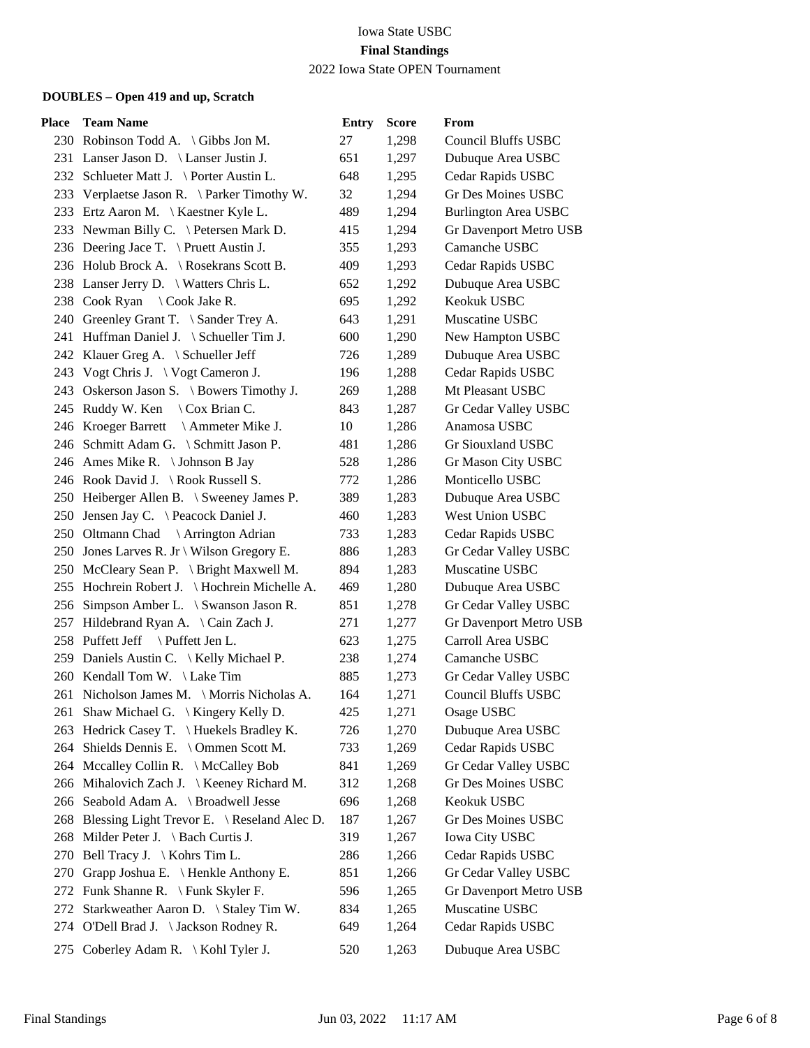Iowa State USBC

**Final Standings**

2022 Iowa State OPEN Tournament

### DOUBLES – Open 419 and up, Scratch

| Place | Team Name | Entry | Score | From |
|---|---|---|---|---|
| 230 | Robinson Todd A. \ Gibbs Jon M. | 27 | 1,298 | Council Bluffs USBC |
| 231 | Lanser Jason D. \ Lanser Justin J. | 651 | 1,297 | Dubuque Area USBC |
| 232 | Schlueter Matt J. \ Porter Austin L. | 648 | 1,295 | Cedar Rapids USBC |
| 233 | Verplaetse Jason R. \ Parker Timothy W. | 32 | 1,294 | Gr Des Moines USBC |
| 233 | Ertz Aaron M. \ Kaestner Kyle L. | 489 | 1,294 | Burlington Area USBC |
| 233 | Newman Billy C. \ Petersen Mark D. | 415 | 1,294 | Gr Davenport Metro USB |
| 236 | Deering Jace T. \ Pruett Austin J. | 355 | 1,293 | Camanche USBC |
| 236 | Holub Brock A. \ Rosekrans Scott B. | 409 | 1,293 | Cedar Rapids USBC |
| 238 | Lanser Jerry D. \ Watters Chris L. | 652 | 1,292 | Dubuque Area USBC |
| 238 | Cook Ryan \ Cook Jake R. | 695 | 1,292 | Keokuk USBC |
| 240 | Greenley Grant T. \ Sander Trey A. | 643 | 1,291 | Muscatine USBC |
| 241 | Huffman Daniel J. \ Schueller Tim J. | 600 | 1,290 | New Hampton USBC |
| 242 | Klauer Greg A. \ Schueller Jeff | 726 | 1,289 | Dubuque Area USBC |
| 243 | Vogt Chris J. \ Vogt Cameron J. | 196 | 1,288 | Cedar Rapids USBC |
| 243 | Oskerson Jason S. \ Bowers Timothy J. | 269 | 1,288 | Mt Pleasant USBC |
| 245 | Ruddy W. Ken \ Cox Brian C. | 843 | 1,287 | Gr Cedar Valley USBC |
| 246 | Kroeger Barrett \ Ammeter Mike J. | 10 | 1,286 | Anamosa USBC |
| 246 | Schmitt Adam G. \ Schmitt Jason P. | 481 | 1,286 | Gr Siouxland USBC |
| 246 | Ames Mike R. \ Johnson B Jay | 528 | 1,286 | Gr Mason City USBC |
| 246 | Rook David J. \ Rook Russell S. | 772 | 1,286 | Monticello USBC |
| 250 | Heiberger Allen B. \ Sweeney James P. | 389 | 1,283 | Dubuque Area USBC |
| 250 | Jensen Jay C. \ Peacock Daniel J. | 460 | 1,283 | West Union USBC |
| 250 | Oltmann Chad \ Arrington Adrian | 733 | 1,283 | Cedar Rapids USBC |
| 250 | Jones Larves R. Jr \ Wilson Gregory E. | 886 | 1,283 | Gr Cedar Valley USBC |
| 250 | McCleary Sean P. \ Bright Maxwell M. | 894 | 1,283 | Muscatine USBC |
| 255 | Hochrein Robert J. \ Hochrein Michelle A. | 469 | 1,280 | Dubuque Area USBC |
| 256 | Simpson Amber L. \ Swanson Jason R. | 851 | 1,278 | Gr Cedar Valley USBC |
| 257 | Hildebrand Ryan A. \ Cain Zach J. | 271 | 1,277 | Gr Davenport Metro USB |
| 258 | Puffett Jeff \ Puffett Jen L. | 623 | 1,275 | Carroll Area USBC |
| 259 | Daniels Austin C. \ Kelly Michael P. | 238 | 1,274 | Camanche USBC |
| 260 | Kendall Tom W. \ Lake Tim | 885 | 1,273 | Gr Cedar Valley USBC |
| 261 | Nicholson James M. \ Morris Nicholas A. | 164 | 1,271 | Council Bluffs USBC |
| 261 | Shaw Michael G. \ Kingery Kelly D. | 425 | 1,271 | Osage USBC |
| 263 | Hedrick Casey T. \ Huekels Bradley K. | 726 | 1,270 | Dubuque Area USBC |
| 264 | Shields Dennis E. \ Ommen Scott M. | 733 | 1,269 | Cedar Rapids USBC |
| 264 | Mccalley Collin R. \ McCalley Bob | 841 | 1,269 | Gr Cedar Valley USBC |
| 266 | Mihalovich Zach J. \ Keeney Richard M. | 312 | 1,268 | Gr Des Moines USBC |
| 266 | Seabold Adam A. \ Broadwell Jesse | 696 | 1,268 | Keokuk USBC |
| 268 | Blessing Light Trevor E. \ Reseland Alec D. | 187 | 1,267 | Gr Des Moines USBC |
| 268 | Milder Peter J. \ Bach Curtis J. | 319 | 1,267 | Iowa City USBC |
| 270 | Bell Tracy J. \ Kohrs Tim L. | 286 | 1,266 | Cedar Rapids USBC |
| 270 | Grapp Joshua E. \ Henkle Anthony E. | 851 | 1,266 | Gr Cedar Valley USBC |
| 272 | Funk Shanne R. \ Funk Skyler F. | 596 | 1,265 | Gr Davenport Metro USB |
| 272 | Starkweather Aaron D. \ Staley Tim W. | 834 | 1,265 | Muscatine USBC |
| 274 | O'Dell Brad J. \ Jackson Rodney R. | 649 | 1,264 | Cedar Rapids USBC |
| 275 | Coberley Adam R. \ Kohl Tyler J. | 520 | 1,263 | Dubuque Area USBC |

Final Standings Jun 03, 2022 11:17 AM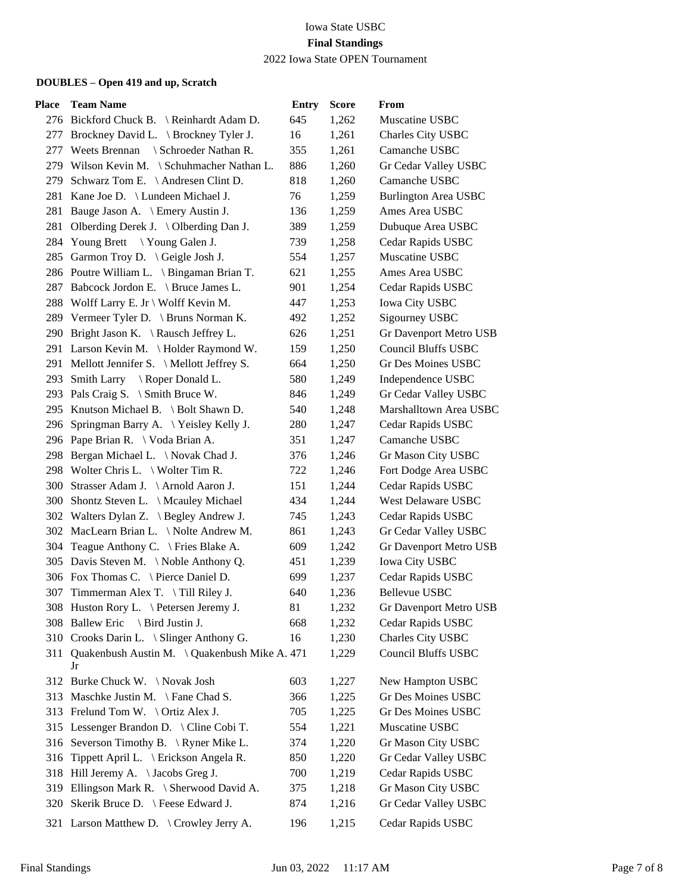Iowa State USBC

**Final Standings**

2022 Iowa State OPEN Tournament

**DOUBLES – Open 419 and up, Scratch**

| Place | Team Name | Entry | Score | From |
|---|---|---|---|---|
| 276 | Bickford Chuck B. \ Reinhardt Adam D. | 645 | 1,262 | Muscatine USBC |
| 277 | Brockney David L. \ Brockney Tyler J. | 16 | 1,261 | Charles City USBC |
| 277 | Weets Brennan \ Schroeder Nathan R. | 355 | 1,261 | Camanche USBC |
| 279 | Wilson Kevin M. \ Schuhmacher Nathan L. | 886 | 1,260 | Gr Cedar Valley USBC |
| 279 | Schwarz Tom E. \ Andresen Clint D. | 818 | 1,260 | Camanche USBC |
| 281 | Kane Joe D. \ Lundeen Michael J. | 76 | 1,259 | Burlington Area USBC |
| 281 | Bauge Jason A. \ Emery Austin J. | 136 | 1,259 | Ames Area USBC |
| 281 | Olberding Derek J. \ Olberding Dan J. | 389 | 1,259 | Dubuque Area USBC |
| 284 | Young Brett \ Young Galen J. | 739 | 1,258 | Cedar Rapids USBC |
| 285 | Garmon Troy D. \ Geigle Josh J. | 554 | 1,257 | Muscatine USBC |
| 286 | Poutre William L. \ Bingaman Brian T. | 621 | 1,255 | Ames Area USBC |
| 287 | Babcock Jordon E. \ Bruce James L. | 901 | 1,254 | Cedar Rapids USBC |
| 288 | Wolff Larry E. Jr \ Wolff Kevin M. | 447 | 1,253 | Iowa City USBC |
| 289 | Vermeer Tyler D. \ Bruns Norman K. | 492 | 1,252 | Sigourney USBC |
| 290 | Bright Jason K. \ Rausch Jeffrey L. | 626 | 1,251 | Gr Davenport Metro USB |
| 291 | Larson Kevin M. \ Holder Raymond W. | 159 | 1,250 | Council Bluffs USBC |
| 291 | Mellott Jennifer S. \ Mellott Jeffrey S. | 664 | 1,250 | Gr Des Moines USBC |
| 293 | Smith Larry \ Roper Donald L. | 580 | 1,249 | Independence USBC |
| 293 | Pals Craig S. \ Smith Bruce W. | 846 | 1,249 | Gr Cedar Valley USBC |
| 295 | Knutson Michael B. \ Bolt Shawn D. | 540 | 1,248 | Marshalltown Area USBC |
| 296 | Springman Barry A. \ Yeisley Kelly J. | 280 | 1,247 | Cedar Rapids USBC |
| 296 | Pape Brian R. \ Voda Brian A. | 351 | 1,247 | Camanche USBC |
| 298 | Bergan Michael L. \ Novak Chad J. | 376 | 1,246 | Gr Mason City USBC |
| 298 | Wolter Chris L. \ Wolter Tim R. | 722 | 1,246 | Fort Dodge Area USBC |
| 300 | Strasser Adam J. \ Arnold Aaron J. | 151 | 1,244 | Cedar Rapids USBC |
| 300 | Shontz Steven L. \ Mcauley Michael | 434 | 1,244 | West Delaware USBC |
| 302 | Walters Dylan Z. \ Begley Andrew J. | 745 | 1,243 | Cedar Rapids USBC |
| 302 | MacLearn Brian L. \ Nolte Andrew M. | 861 | 1,243 | Gr Cedar Valley USBC |
| 304 | Teague Anthony C. \ Fries Blake A. | 609 | 1,242 | Gr Davenport Metro USB |
| 305 | Davis Steven M. \ Noble Anthony Q. | 451 | 1,239 | Iowa City USBC |
| 306 | Fox Thomas C. \ Pierce Daniel D. | 699 | 1,237 | Cedar Rapids USBC |
| 307 | Timmerman Alex T. \ Till Riley J. | 640 | 1,236 | Bellevue USBC |
| 308 | Huston Rory L. \ Petersen Jeremy J. | 81 | 1,232 | Gr Davenport Metro USB |
| 308 | Ballew Eric \ Bird Justin J. | 668 | 1,232 | Cedar Rapids USBC |
| 310 | Crooks Darin L. \ Slinger Anthony G. | 16 | 1,230 | Charles City USBC |
| 311 | Quakenbush Austin M. \ Quakenbush Mike A. Jr | 471 | 1,229 | Council Bluffs USBC |
| 312 | Burke Chuck W. \ Novak Josh | 603 | 1,227 | New Hampton USBC |
| 313 | Maschke Justin M. \ Fane Chad S. | 366 | 1,225 | Gr Des Moines USBC |
| 313 | Frelund Tom W. \ Ortiz Alex J. | 705 | 1,225 | Gr Des Moines USBC |
| 315 | Lessenger Brandon D. \ Cline Cobi T. | 554 | 1,221 | Muscatine USBC |
| 316 | Severson Timothy B. \ Ryner Mike L. | 374 | 1,220 | Gr Mason City USBC |
| 316 | Tippett April L. \ Erickson Angela R. | 850 | 1,220 | Gr Cedar Valley USBC |
| 318 | Hill Jeremy A. \ Jacobs Greg J. | 700 | 1,219 | Cedar Rapids USBC |
| 319 | Ellingson Mark R. \ Sherwood David A. | 375 | 1,218 | Gr Mason City USBC |
| 320 | Skerik Bruce D. \ Feese Edward J. | 874 | 1,216 | Gr Cedar Valley USBC |
| 321 | Larson Matthew D. \ Crowley Jerry A. | 196 | 1,215 | Cedar Rapids USBC |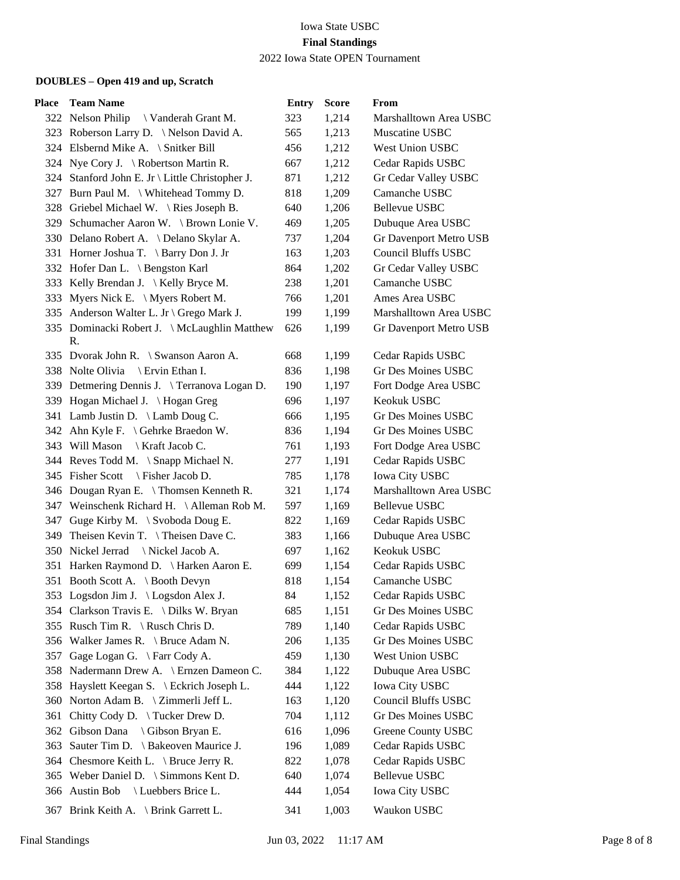Iowa State USBC

**Final Standings**

2022 Iowa State OPEN Tournament

**DOUBLES – Open 419 and up, Scratch**

| Place | Team Name | Entry | Score | From |
|---|---|---|---|---|
| 322 | Nelson Philip \ Vanderah Grant M. | 323 | 1,214 | Marshalltown Area USBC |
| 323 | Roberson Larry D. \ Nelson David A. | 565 | 1,213 | Muscatine USBC |
| 324 | Elsbernd Mike A. \ Snitker Bill | 456 | 1,212 | West Union USBC |
| 324 | Nye Cory J. \ Robertson Martin R. | 667 | 1,212 | Cedar Rapids USBC |
| 324 | Stanford John E. Jr \ Little Christopher J. | 871 | 1,212 | Gr Cedar Valley USBC |
| 327 | Burn Paul M. \ Whitehead Tommy D. | 818 | 1,209 | Camanche USBC |
| 328 | Griebel Michael W. \ Ries Joseph B. | 640 | 1,206 | Bellevue USBC |
| 329 | Schumacher Aaron W. \ Brown Lonie V. | 469 | 1,205 | Dubuque Area USBC |
| 330 | Delano Robert A. \ Delano Skylar A. | 737 | 1,204 | Gr Davenport Metro USB |
| 331 | Horner Joshua T. \ Barry Don J. Jr | 163 | 1,203 | Council Bluffs USBC |
| 332 | Hofer Dan L. \ Bengston Karl | 864 | 1,202 | Gr Cedar Valley USBC |
| 333 | Kelly Brendan J. \ Kelly Bryce M. | 238 | 1,201 | Camanche USBC |
| 333 | Myers Nick E. \ Myers Robert M. | 766 | 1,201 | Ames Area USBC |
| 335 | Anderson Walter L. Jr \ Grego Mark J. | 199 | 1,199 | Marshalltown Area USBC |
| 335 | Dominacki Robert J. \ McLaughlin Matthew R. | 626 | 1,199 | Gr Davenport Metro USB |
| 335 | Dvorak John R. \ Swanson Aaron A. | 668 | 1,199 | Cedar Rapids USBC |
| 338 | Nolte Olivia \ Ervin Ethan I. | 836 | 1,198 | Gr Des Moines USBC |
| 339 | Detmering Dennis J. \ Terranova Logan D. | 190 | 1,197 | Fort Dodge Area USBC |
| 339 | Hogan Michael J. \ Hogan Greg | 696 | 1,197 | Keokuk USBC |
| 341 | Lamb Justin D. \ Lamb Doug C. | 666 | 1,195 | Gr Des Moines USBC |
| 342 | Ahn Kyle F. \ Gehrke Braedon W. | 836 | 1,194 | Gr Des Moines USBC |
| 343 | Will Mason \ Kraft Jacob C. | 761 | 1,193 | Fort Dodge Area USBC |
| 344 | Reves Todd M. \ Snapp Michael N. | 277 | 1,191 | Cedar Rapids USBC |
| 345 | Fisher Scott \ Fisher Jacob D. | 785 | 1,178 | Iowa City USBC |
| 346 | Dougan Ryan E. \ Thomsen Kenneth R. | 321 | 1,174 | Marshalltown Area USBC |
| 347 | Weinschenk Richard H. \ Alleman Rob M. | 597 | 1,169 | Bellevue USBC |
| 347 | Guge Kirby M. \ Svoboda Doug E. | 822 | 1,169 | Cedar Rapids USBC |
| 349 | Theisen Kevin T. \ Theisen Dave C. | 383 | 1,166 | Dubuque Area USBC |
| 350 | Nickel Jerrad \ Nickel Jacob A. | 697 | 1,162 | Keokuk USBC |
| 351 | Harken Raymond D. \ Harken Aaron E. | 699 | 1,154 | Cedar Rapids USBC |
| 351 | Booth Scott A. \ Booth Devyn | 818 | 1,154 | Camanche USBC |
| 353 | Logsdon Jim J. \ Logsdon Alex J. | 84 | 1,152 | Cedar Rapids USBC |
| 354 | Clarkson Travis E. \ Dilks W. Bryan | 685 | 1,151 | Gr Des Moines USBC |
| 355 | Rusch Tim R. \ Rusch Chris D. | 789 | 1,140 | Cedar Rapids USBC |
| 356 | Walker James R. \ Bruce Adam N. | 206 | 1,135 | Gr Des Moines USBC |
| 357 | Gage Logan G. \ Farr Cody A. | 459 | 1,130 | West Union USBC |
| 358 | Nadermann Drew A. \ Ernzen Dameon C. | 384 | 1,122 | Dubuque Area USBC |
| 358 | Hayslett Keegan S. \ Eckrich Joseph L. | 444 | 1,122 | Iowa City USBC |
| 360 | Norton Adam B. \ Zimmerli Jeff L. | 163 | 1,120 | Council Bluffs USBC |
| 361 | Chitty Cody D. \ Tucker Drew D. | 704 | 1,112 | Gr Des Moines USBC |
| 362 | Gibson Dana \ Gibson Bryan E. | 616 | 1,096 | Greene County USBC |
| 363 | Sauter Tim D. \ Bakeoven Maurice J. | 196 | 1,089 | Cedar Rapids USBC |
| 364 | Chesmore Keith L. \ Bruce Jerry R. | 822 | 1,078 | Cedar Rapids USBC |
| 365 | Weber Daniel D. \ Simmons Kent D. | 640 | 1,074 | Bellevue USBC |
| 366 | Austin Bob \ Luebbers Brice L. | 444 | 1,054 | Iowa City USBC |
| 367 | Brink Keith A. \ Brink Garrett L. | 341 | 1,003 | Waukon USBC |